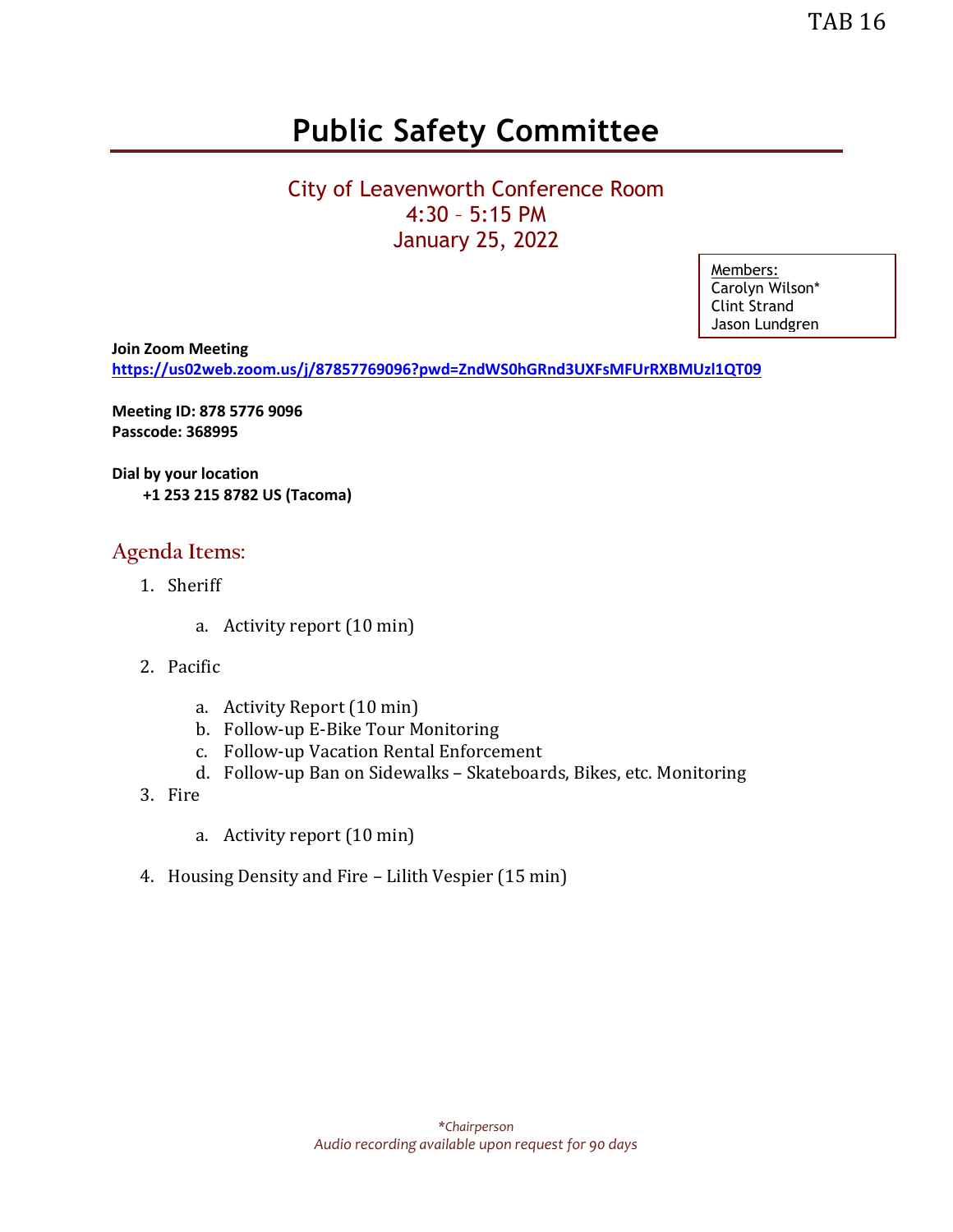TAB 16

# Public Safety Committee

## City of Leavenworth Conference Room
## 4:30 – 5:15 PM
## January 25, 2022

Members:
Carolyn Wilson*
Clint Strand
Jason Lundgren

**Join Zoom Meeting**
**https://us02web.zoom.us/j/87857769096?pwd=ZndWS0hGRnd3UXFsMFUrRXBMUzl1QT09**

**Meeting ID: 878 5776 9096**
**Passcode: 368995**

**Dial by your location**
**+1 253 215 8782 US (Tacoma)**

## Agenda Items:

1. Sheriff
   a. Activity report (10 min)
2. Pacific
   a. Activity Report (10 min)
   b. Follow-up E-Bike Tour Monitoring
   c. Follow-up Vacation Rental Enforcement
   d. Follow-up Ban on Sidewalks – Skateboards, Bikes, etc. Monitoring
3. Fire
   a. Activity report (10 min)
4. Housing Density and Fire – Lilith Vespier (15 min)

*\*Chairperson*
*Audio recording available upon request for 90 days*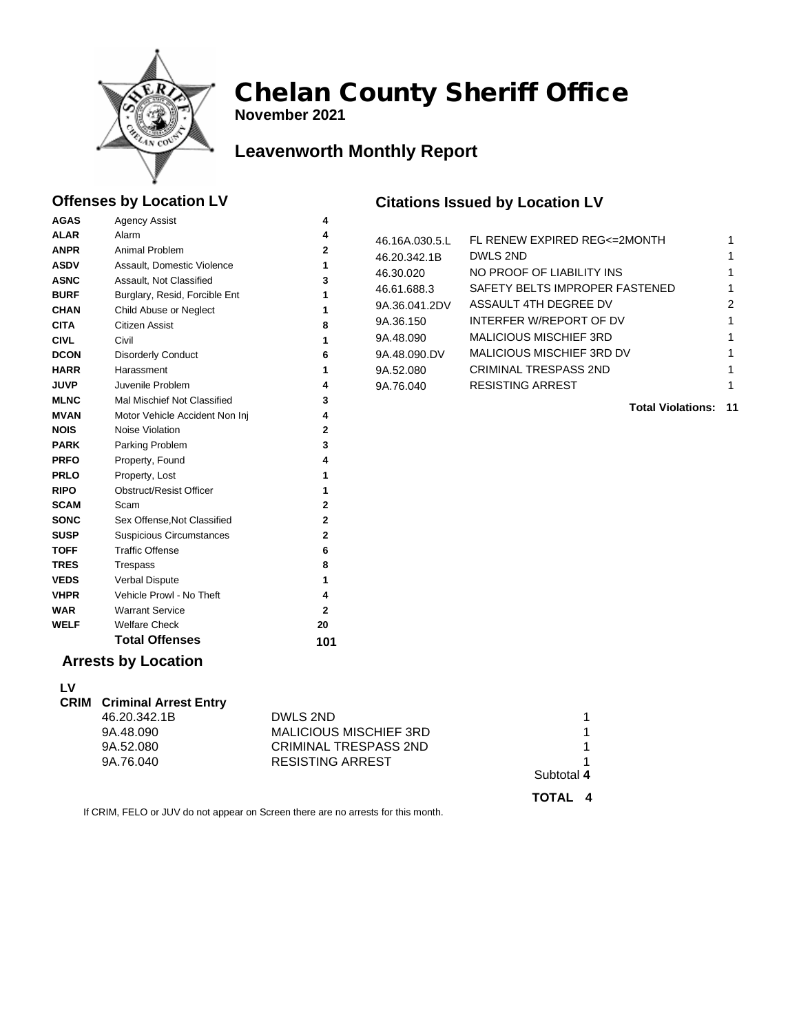# Chelan County Sheriff Office

**November 2021**

## Leavenworth Monthly Report

### Offenses by Location LV

| Code | Description | Count |
|---|---|---|
| **AGAS** | Agency Assist | **4** |
| **ALAR** | Alarm | **4** |
| **ANPR** | Animal Problem | **2** |
| **ASDV** | Assault, Domestic Violence | **1** |
| **ASNC** | Assault, Not Classified | **3** |
| **BURF** | Burglary, Resid, Forcible Ent | **1** |
| **CHAN** | Child Abuse or Neglect | **1** |
| **CITA** | Citizen Assist | **8** |
| **CIVL** | Civil | **1** |
| **DCON** | Disorderly Conduct | **6** |
| **HARR** | Harassment | **1** |
| **JUVP** | Juvenile Problem | **4** |
| **MLNC** | Mal Mischief Not Classified | **3** |
| **MVAN** | Motor Vehicle Accident Non Inj | **4** |
| **NOIS** | Noise Violation | **2** |
| **PARK** | Parking Problem | **3** |
| **PRFO** | Property, Found | **4** |
| **PRLO** | Property, Lost | **1** |
| **RIPO** | Obstruct/Resist Officer | **1** |
| **SCAM** | Scam | **2** |
| **SONC** | Sex Offense,Not Classified | **2** |
| **SUSP** | Suspicious Circumstances | **2** |
| **TOFF** | Traffic Offense | **6** |
| **TRES** | Trespass | **8** |
| **VEDS** | Verbal Dispute | **1** |
| **VHPR** | Vehicle Prowl - No Theft | **4** |
| **WAR** | Warrant Service | **2** |
| **WELF** | Welfare Check | **20** |
| | **Total Offenses** | **101** |

### Citations Issued by Location LV

| Code | Description | Count |
|---|---|---|
| 46.16A.030.5.L | FL RENEW EXPIRED REG<=2MONTH | 1 |
| 46.20.342.1B | DWLS 2ND | 1 |
| 46.30.020 | NO PROOF OF LIABILITY INS | 1 |
| 46.61.688.3 | SAFETY BELTS IMPROPER FASTENED | 1 |
| 9A.36.041.2DV | ASSAULT 4TH DEGREE DV | 2 |
| 9A.36.150 | INTERFER W/REPORT OF DV | 1 |
| 9A.48.090 | MALICIOUS MISCHIEF 3RD | 1 |
| 9A.48.090.DV | MALICIOUS MISCHIEF 3RD DV | 1 |
| 9A.52.080 | CRIMINAL TRESPASS 2ND | 1 |
| 9A.76.040 | RESISTING ARREST | 1 |
| | **Total Violations:** | **11** |

### Arrests by Location

**LV**

**CRIM Criminal Arrest Entry**

| Code | Description | Count |
|---|---|---|
| 46.20.342.1B | DWLS 2ND | 1 |
| 9A.48.090 | MALICIOUS MISCHIEF 3RD | 1 |
| 9A.52.080 | CRIMINAL TRESPASS 2ND | 1 |
| 9A.76.040 | RESISTING ARREST | 1 |
| | Subtotal | **4** |
| | **TOTAL** | **4** |

If CRIM, FELO or JUV do not appear on Screen there are no arrests for this month.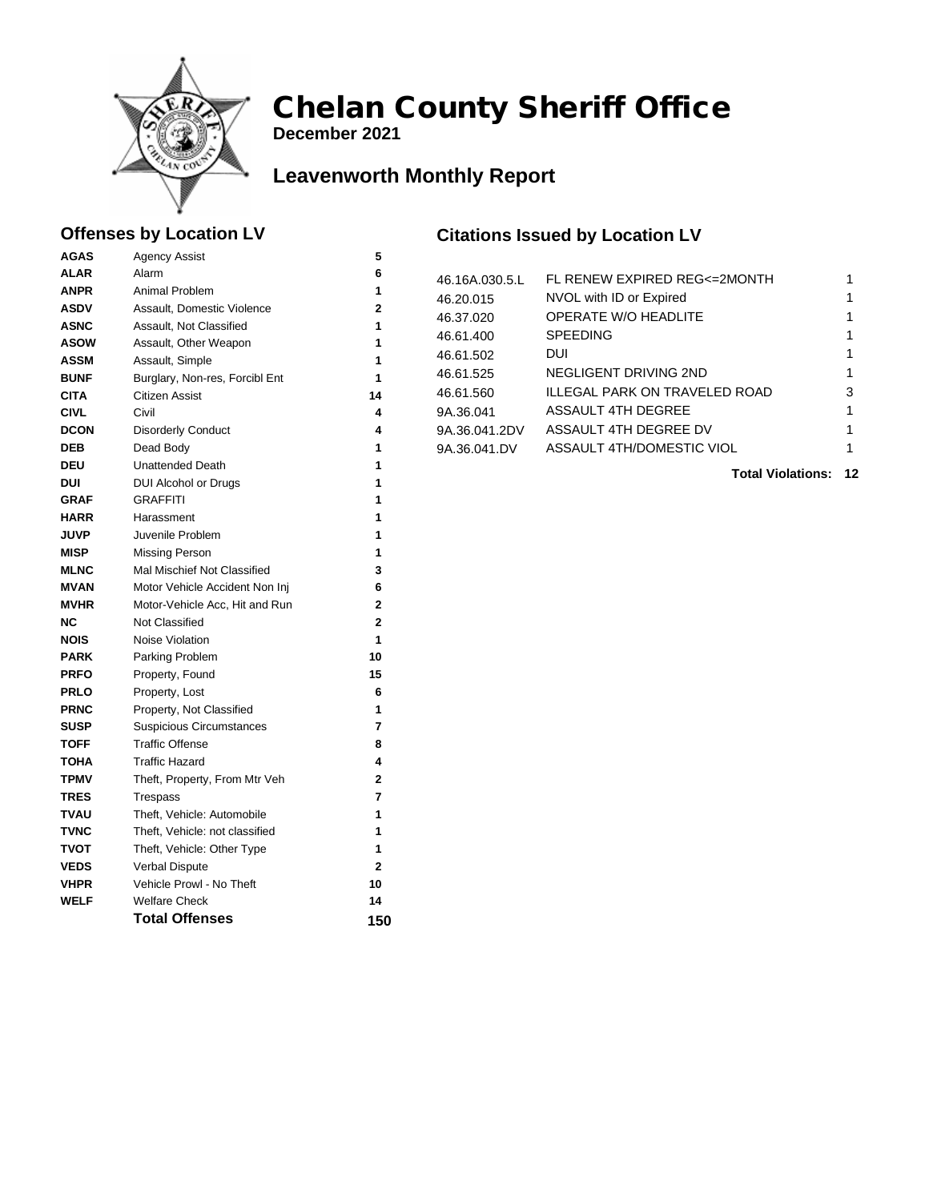# Chelan County Sheriff Office

**December 2021**

## Leavenworth Monthly Report

### Offenses by Location LV

| Code | Description | Count |
|---|---|---|
| **AGAS** | Agency Assist | **5** |
| **ALAR** | Alarm | **6** |
| **ANPR** | Animal Problem | **1** |
| **ASDV** | Assault, Domestic Violence | **2** |
| **ASNC** | Assault, Not Classified | **1** |
| **ASOW** | Assault, Other Weapon | **1** |
| **ASSM** | Assault, Simple | **1** |
| **BUNF** | Burglary, Non-res, Forcibl Ent | **1** |
| **CITA** | Citizen Assist | **14** |
| **CIVL** | Civil | **4** |
| **DCON** | Disorderly Conduct | **4** |
| **DEB** | Dead Body | **1** |
| **DEU** | Unattended Death | **1** |
| **DUI** | DUI Alcohol or Drugs | **1** |
| **GRAF** | GRAFFITI | **1** |
| **HARR** | Harassment | **1** |
| **JUVP** | Juvenile Problem | **1** |
| **MISP** | Missing Person | **1** |
| **MLNC** | Mal Mischief Not Classified | **3** |
| **MVAN** | Motor Vehicle Accident Non Inj | **6** |
| **MVHR** | Motor-Vehicle Acc, Hit and Run | **2** |
| **NC** | Not Classified | **2** |
| **NOIS** | Noise Violation | **1** |
| **PARK** | Parking Problem | **10** |
| **PRFO** | Property, Found | **15** |
| **PRLO** | Property, Lost | **6** |
| **PRNC** | Property, Not Classified | **1** |
| **SUSP** | Suspicious Circumstances | **7** |
| **TOFF** | Traffic Offense | **8** |
| **TOHA** | Traffic Hazard | **4** |
| **TPMV** | Theft, Property, From Mtr Veh | **2** |
| **TRES** | Trespass | **7** |
| **TVAU** | Theft, Vehicle: Automobile | **1** |
| **TVNC** | Theft, Vehicle: not classified | **1** |
| **TVOT** | Theft, Vehicle: Other Type | **1** |
| **VEDS** | Verbal Dispute | **2** |
| **VHPR** | Vehicle Prowl - No Theft | **10** |
| **WELF** | Welfare Check | **14** |
| | **Total Offenses** | **150** |

### Citations Issued by Location LV

| Code | Description | Count |
|---|---|---|
| 46.16A.030.5.L | FL RENEW EXPIRED REG<=2MONTH | 1 |
| 46.20.015 | NVOL with ID or Expired | 1 |
| 46.37.020 | OPERATE W/O HEADLITE | 1 |
| 46.61.400 | SPEEDING | 1 |
| 46.61.502 | DUI | 1 |
| 46.61.525 | NEGLIGENT DRIVING 2ND | 1 |
| 46.61.560 | ILLEGAL PARK ON TRAVELED ROAD | 3 |
| 9A.36.041 | ASSAULT 4TH DEGREE | 1 |
| 9A.36.041.2DV | ASSAULT 4TH DEGREE DV | 1 |
| 9A.36.041.DV | ASSAULT 4TH/DOMESTIC VIOL | 1 |
| | **Total Violations:** | **12** |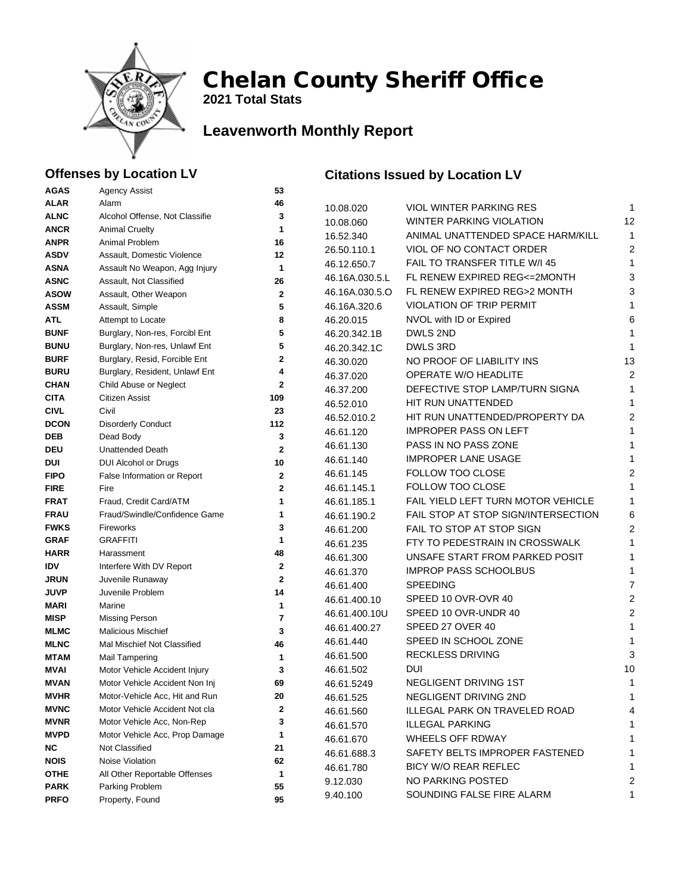# Chelan County Sheriff Office

**2021 Total Stats**

## Leavenworth Monthly Report

### Offenses by Location LV

| Code | Description | Count |
|---|---|---|
| **AGAS** | Agency Assist | **53** |
| **ALAR** | Alarm | **46** |
| **ALNC** | Alcohol Offense, Not Classifie | **3** |
| **ANCR** | Animal Cruelty | **1** |
| **ANPR** | Animal Problem | **16** |
| **ASDV** | Assault, Domestic Violence | **12** |
| **ASNA** | Assault No Weapon, Agg Injury | **1** |
| **ASNC** | Assault, Not Classified | **26** |
| **ASOW** | Assault, Other Weapon | **2** |
| **ASSM** | Assault, Simple | **5** |
| **ATL** | Attempt to Locate | **8** |
| **BUNF** | Burglary, Non-res, Forcibl Ent | **5** |
| **BUNU** | Burglary, Non-res, Unlawf Ent | **5** |
| **BURF** | Burglary, Resid, Forcible Ent | **2** |
| **BURU** | Burglary, Resident, Unlawf Ent | **4** |
| **CHAN** | Child Abuse or Neglect | **2** |
| **CITA** | Citizen Assist | **109** |
| **CIVL** | Civil | **23** |
| **DCON** | Disorderly Conduct | **112** |
| **DEB** | Dead Body | **3** |
| **DEU** | Unattended Death | **2** |
| **DUI** | DUI Alcohol or Drugs | **10** |
| **FIPO** | False Information or Report | **2** |
| **FIRE** | Fire | **2** |
| **FRAT** | Fraud, Credit Card/ATM | **1** |
| **FRAU** | Fraud/Swindle/Confidence Game | **1** |
| **FWKS** | Fireworks | **3** |
| **GRAF** | GRAFFITI | **1** |
| **HARR** | Harassment | **48** |
| **IDV** | Interfere With DV Report | **2** |
| **JRUN** | Juvenile Runaway | **2** |
| **JUVP** | Juvenile Problem | **14** |
| **MARI** | Marine | **1** |
| **MISP** | Missing Person | **7** |
| **MLMC** | Malicious Mischief | **3** |
| **MLNC** | Mal Mischief Not Classified | **46** |
| **MTAM** | Mail Tampering | **1** |
| **MVAI** | Motor Vehicle Accident Injury | **3** |
| **MVAN** | Motor Vehicle Accident Non Inj | **69** |
| **MVHR** | Motor-Vehicle Acc, Hit and Run | **20** |
| **MVNC** | Motor Vehicle Accident Not cla | **2** |
| **MVNR** | Motor Vehicle Acc, Non-Rep | **3** |
| **MVPD** | Motor Vehicle Acc, Prop Damage | **1** |
| **NC** | Not Classified | **21** |
| **NOIS** | Noise Violation | **62** |
| **OTHE** | All Other Reportable Offenses | **1** |
| **PARK** | Parking Problem | **55** |
| **PRFO** | Property, Found | **95** |

### Citations Issued by Location LV

| Code | Description | Count |
|---|---|---|
| 10.08.020 | VIOL WINTER PARKING RES | 1 |
| 10.08.060 | WINTER PARKING VIOLATION | 12 |
| 16.52.340 | ANIMAL UNATTENDED SPACE HARM/KILL | 1 |
| 26.50.110.1 | VIOL OF NO CONTACT ORDER | 2 |
| 46.12.650.7 | FAIL TO TRANSFER TITLE W/I 45 | 1 |
| 46.16A.030.5.L | FL RENEW EXPIRED REG<=2MONTH | 3 |
| 46.16A.030.5.O | FL RENEW EXPIRED REG>2 MONTH | 3 |
| 46.16A.320.6 | VIOLATION OF TRIP PERMIT | 1 |
| 46.20.015 | NVOL with ID or Expired | 6 |
| 46.20.342.1B | DWLS 2ND | 1 |
| 46.20.342.1C | DWLS 3RD | 1 |
| 46.30.020 | NO PROOF OF LIABILITY INS | 13 |
| 46.37.020 | OPERATE W/O HEADLITE | 2 |
| 46.37.200 | DEFECTIVE STOP LAMP/TURN SIGNA | 1 |
| 46.52.010 | HIT RUN UNATTENDED | 1 |
| 46.52.010.2 | HIT RUN UNATTENDED/PROPERTY DA | 2 |
| 46.61.120 | IMPROPER PASS ON LEFT | 1 |
| 46.61.130 | PASS IN NO PASS ZONE | 1 |
| 46.61.140 | IMPROPER LANE USAGE | 1 |
| 46.61.145 | FOLLOW TOO CLOSE | 2 |
| 46.61.145.1 | FOLLOW TOO CLOSE | 1 |
| 46.61.185.1 | FAIL YIELD LEFT TURN MOTOR VEHICLE | 1 |
| 46.61.190.2 | FAIL STOP AT STOP SIGN/INTERSECTION | 6 |
| 46.61.200 | FAIL TO STOP AT STOP SIGN | 2 |
| 46.61.235 | FTY TO PEDESTRAIN IN CROSSWALK | 1 |
| 46.61.300 | UNSAFE START FROM PARKED POSIT | 1 |
| 46.61.370 | IMPROP PASS SCHOOLBUS | 1 |
| 46.61.400 | SPEEDING | 7 |
| 46.61.400.10 | SPEED 10 OVR-OVR 40 | 2 |
| 46.61.400.10U | SPEED 10 OVR-UNDR 40 | 2 |
| 46.61.400.27 | SPEED 27 OVER 40 | 1 |
| 46.61.440 | SPEED IN SCHOOL ZONE | 1 |
| 46.61.500 | RECKLESS DRIVING | 3 |
| 46.61.502 | DUI | 10 |
| 46.61.5249 | NEGLIGENT DRIVING 1ST | 1 |
| 46.61.525 | NEGLIGENT DRIVING 2ND | 1 |
| 46.61.560 | ILLEGAL PARK ON TRAVELED ROAD | 4 |
| 46.61.570 | ILLEGAL PARKING | 1 |
| 46.61.670 | WHEELS OFF RDWAY | 1 |
| 46.61.688.3 | SAFETY BELTS IMPROPER FASTENED | 1 |
| 46.61.780 | BICY W/O REAR REFLEC | 1 |
| 9.12.030 | NO PARKING POSTED | 2 |
| 9.40.100 | SOUNDING FALSE FIRE ALARM | 1 |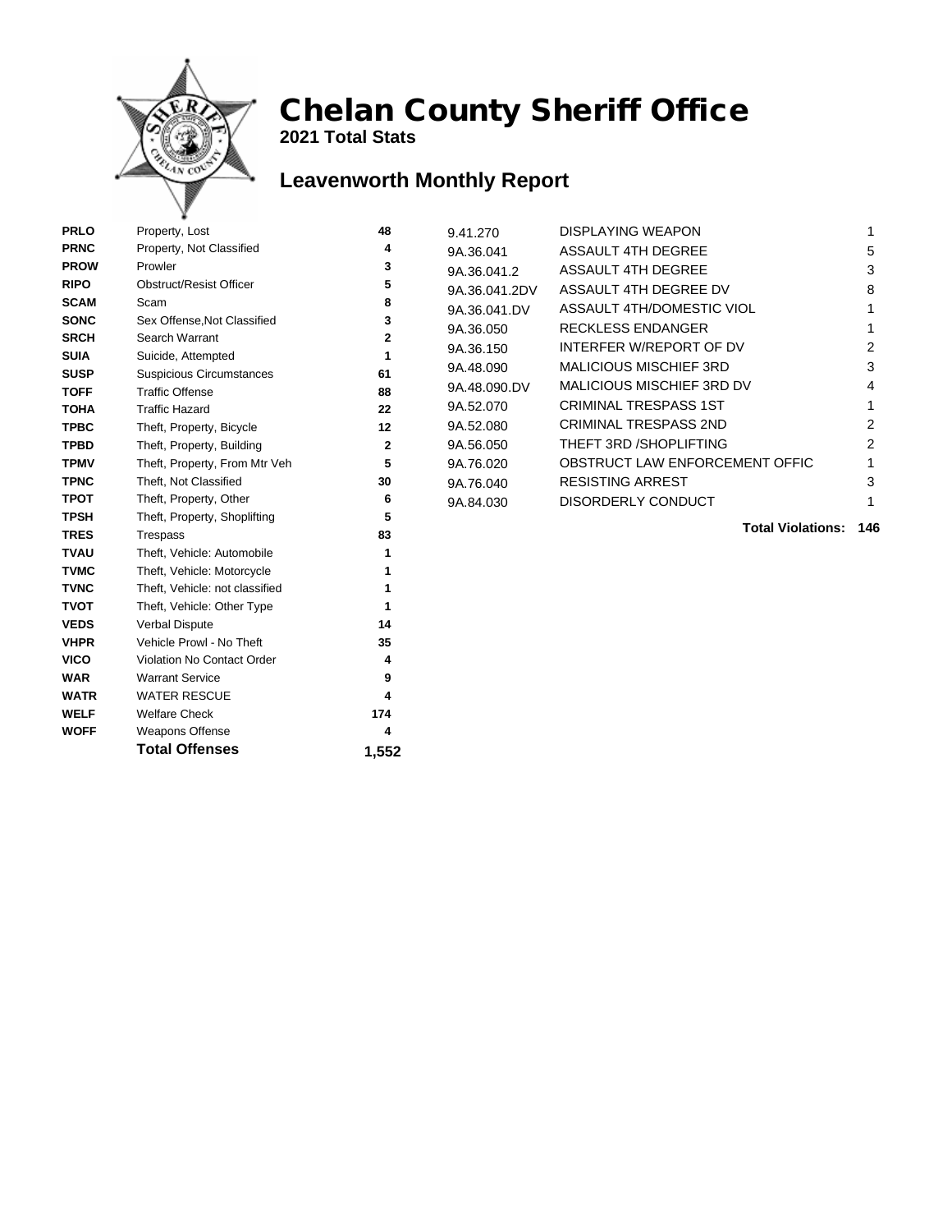# Chelan County Sheriff Office

**2021 Total Stats**

## Leavenworth Monthly Report

| Code | Description | Count |
|---|---|---|
| **PRLO** | Property, Lost | 48 |
| **PRNC** | Property, Not Classified | 4 |
| **PROW** | Prowler | 3 |
| **RIPO** | Obstruct/Resist Officer | 5 |
| **SCAM** | Scam | 8 |
| **SONC** | Sex Offense,Not Classified | 3 |
| **SRCH** | Search Warrant | 2 |
| **SUIA** | Suicide, Attempted | 1 |
| **SUSP** | Suspicious Circumstances | 61 |
| **TOFF** | Traffic Offense | 88 |
| **TOHA** | Traffic Hazard | 22 |
| **TPBC** | Theft, Property, Bicycle | 12 |
| **TPBD** | Theft, Property, Building | 2 |
| **TPMV** | Theft, Property, From Mtr Veh | 5 |
| **TPNC** | Theft, Not Classified | 30 |
| **TPOT** | Theft, Property, Other | 6 |
| **TPSH** | Theft, Property, Shoplifting | 5 |
| **TRES** | Trespass | 83 |
| **TVAU** | Theft, Vehicle: Automobile | 1 |
| **TVMC** | Theft, Vehicle: Motorcycle | 1 |
| **TVNC** | Theft, Vehicle: not classified | 1 |
| **TVOT** | Theft, Vehicle: Other Type | 1 |
| **VEDS** | Verbal Dispute | 14 |
| **VHPR** | Vehicle Prowl - No Theft | 35 |
| **VICO** | Violation No Contact Order | 4 |
| **WAR** | Warrant Service | 9 |
| **WATR** | WATER RESCUE | 4 |
| **WELF** | Welfare Check | 174 |
| **WOFF** | Weapons Offense | 4 |
| | **Total Offenses** | **1,552** |

| Statute | Violation | Count |
|---|---|---|
| 9.41.270 | DISPLAYING WEAPON | 1 |
| 9A.36.041 | ASSAULT 4TH DEGREE | 5 |
| 9A.36.041.2 | ASSAULT 4TH DEGREE | 3 |
| 9A.36.041.2DV | ASSAULT 4TH DEGREE DV | 8 |
| 9A.36.041.DV | ASSAULT 4TH/DOMESTIC VIOL | 1 |
| 9A.36.050 | RECKLESS ENDANGER | 1 |
| 9A.36.150 | INTERFER W/REPORT OF DV | 2 |
| 9A.48.090 | MALICIOUS MISCHIEF 3RD | 3 |
| 9A.48.090.DV | MALICIOUS MISCHIEF 3RD DV | 4 |
| 9A.52.070 | CRIMINAL TRESPASS 1ST | 1 |
| 9A.52.080 | CRIMINAL TRESPASS 2ND | 2 |
| 9A.56.050 | THEFT 3RD /SHOPLIFTING | 2 |
| 9A.76.020 | OBSTRUCT LAW ENFORCEMENT OFFIC | 1 |
| 9A.76.040 | RESISTING ARREST | 3 |
| 9A.84.030 | DISORDERLY CONDUCT | 1 |
| | **Total Violations:** | **146** |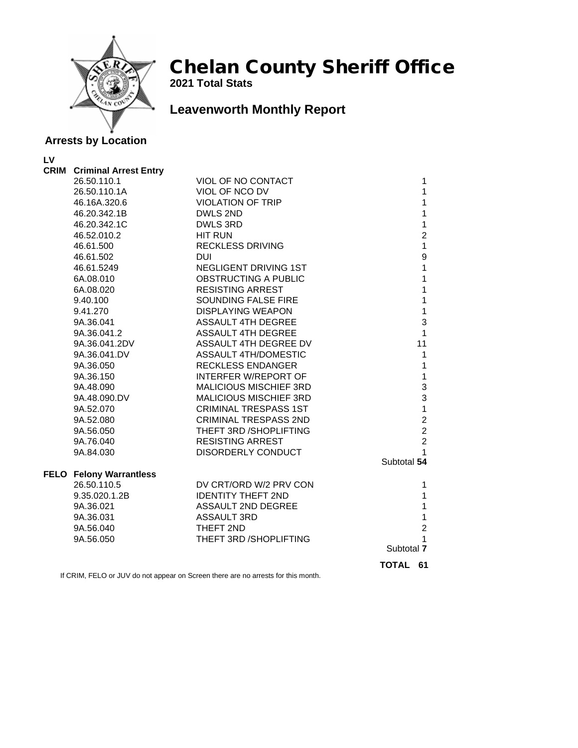# Chelan County Sheriff Office

**2021 Total Stats**

## Leavenworth Monthly Report

### Arrests by Location

**LV**

**CRIM Criminal Arrest Entry**

| Code | Description | Count |
|---|---|---|
| 26.50.110.1 | VIOL OF NO CONTACT | 1 |
| 26.50.110.1A | VIOL OF NCO DV | 1 |
| 46.16A.320.6 | VIOLATION OF TRIP | 1 |
| 46.20.342.1B | DWLS 2ND | 1 |
| 46.20.342.1C | DWLS 3RD | 1 |
| 46.52.010.2 | HIT RUN | 2 |
| 46.61.500 | RECKLESS DRIVING | 1 |
| 46.61.502 | DUI | 9 |
| 46.61.5249 | NEGLIGENT DRIVING 1ST | 1 |
| 6A.08.010 | OBSTRUCTING A PUBLIC | 1 |
| 6A.08.020 | RESISTING ARREST | 1 |
| 9.40.100 | SOUNDING FALSE FIRE | 1 |
| 9.41.270 | DISPLAYING WEAPON | 1 |
| 9A.36.041 | ASSAULT 4TH DEGREE | 3 |
| 9A.36.041.2 | ASSAULT 4TH DEGREE | 1 |
| 9A.36.041.2DV | ASSAULT 4TH DEGREE DV | 11 |
| 9A.36.041.DV | ASSAULT 4TH/DOMESTIC | 1 |
| 9A.36.050 | RECKLESS ENDANGER | 1 |
| 9A.36.150 | INTERFER W/REPORT OF | 1 |
| 9A.48.090 | MALICIOUS MISCHIEF 3RD | 3 |
| 9A.48.090.DV | MALICIOUS MISCHIEF 3RD | 3 |
| 9A.52.070 | CRIMINAL TRESPASS 1ST | 1 |
| 9A.52.080 | CRIMINAL TRESPASS 2ND | 2 |
| 9A.56.050 | THEFT 3RD /SHOPLIFTING | 2 |
| 9A.76.040 | RESISTING ARREST | 2 |
| 9A.84.030 | DISORDERLY CONDUCT | 1 |
| | | Subtotal **54** |

**FELO Felony Warrantless**

| Code | Description | Count |
|---|---|---|
| 26.50.110.5 | DV CRT/ORD W/2 PRV CON | 1 |
| 9.35.020.1.2B | IDENTITY THEFT 2ND | 1 |
| 9A.36.021 | ASSAULT 2ND DEGREE | 1 |
| 9A.36.031 | ASSAULT 3RD | 1 |
| 9A.56.040 | THEFT 2ND | 2 |
| 9A.56.050 | THEFT 3RD /SHOPLIFTING | 1 |
| | | Subtotal **7** |

**TOTAL 61**

If CRIM, FELO or JUV do not appear on Screen there are no arrests for this month.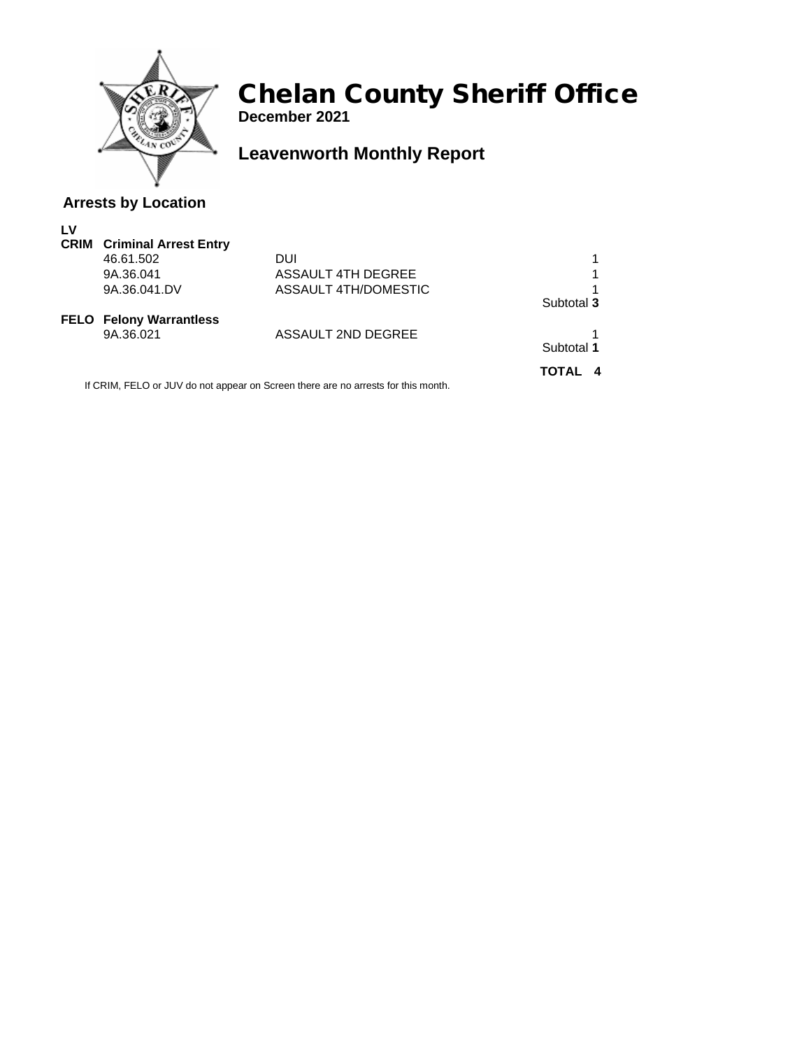# Chelan County Sheriff Office

**December 2021**

## Leavenworth Monthly Report

### Arrests by Location

**LV**

| | | | |
|---|---|---|---|
| **CRIM** | **Criminal Arrest Entry** | | |
| | 46.61.502 | DUI | 1 |
| | 9A.36.041 | ASSAULT 4TH DEGREE | 1 |
| | 9A.36.041.DV | ASSAULT 4TH/DOMESTIC | 1 |
| | | | Subtotal **3** |
| **FELO** | **Felony Warrantless** | | |
| | 9A.36.021 | ASSAULT 2ND DEGREE | 1 |
| | | | Subtotal **1** |
| | | | **TOTAL 4** |

If CRIM, FELO or JUV do not appear on Screen there are no arrests for this month.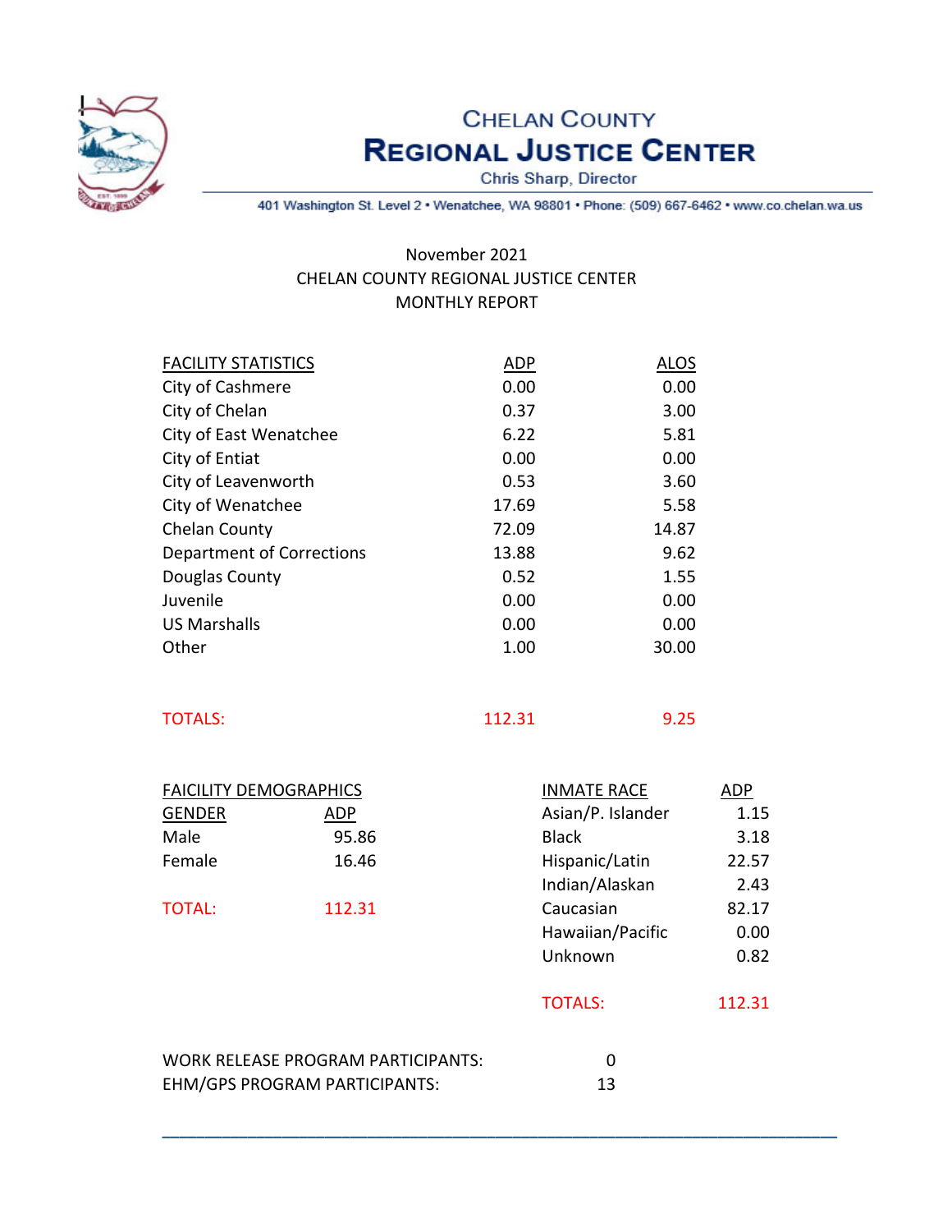# CHELAN COUNTY
# REGIONAL JUSTICE CENTER

Chris Sharp, Director

401 Washington St. Level 2 • Wenatchee, WA 98801 • Phone: (509) 667-6462 • www.co.chelan.wa.us

November 2021
CHELAN COUNTY REGIONAL JUSTICE CENTER
MONTHLY REPORT

| FACILITY STATISTICS | ADP | ALOS |
|---|---|---|
| City of Cashmere | 0.00 | 0.00 |
| City of Chelan | 0.37 | 3.00 |
| City of East Wenatchee | 6.22 | 5.81 |
| City of Entiat | 0.00 | 0.00 |
| City of Leavenworth | 0.53 | 3.60 |
| City of Wenatchee | 17.69 | 5.58 |
| Chelan County | 72.09 | 14.87 |
| Department of Corrections | 13.88 | 9.62 |
| Douglas County | 0.52 | 1.55 |
| Juvenile | 0.00 | 0.00 |
| US Marshalls | 0.00 | 0.00 |
| Other | 1.00 | 30.00 |
| TOTALS: | 112.31 | 9.25 |

FAICILITY DEMOGRAPHICS

| GENDER | ADP |
|---|---|
| Male | 95.86 |
| Female | 16.46 |
| TOTAL: | 112.31 |

| INMATE RACE | ADP |
|---|---|
| Asian/P. Islander | 1.15 |
| Black | 3.18 |
| Hispanic/Latin | 22.57 |
| Indian/Alaskan | 2.43 |
| Caucasian | 82.17 |
| Hawaiian/Pacific | 0.00 |
| Unknown | 0.82 |
| TOTALS: | 112.31 |

WORK RELEASE PROGRAM PARTICIPANTS: 0

EHM/GPS PROGRAM PARTICIPANTS: 13